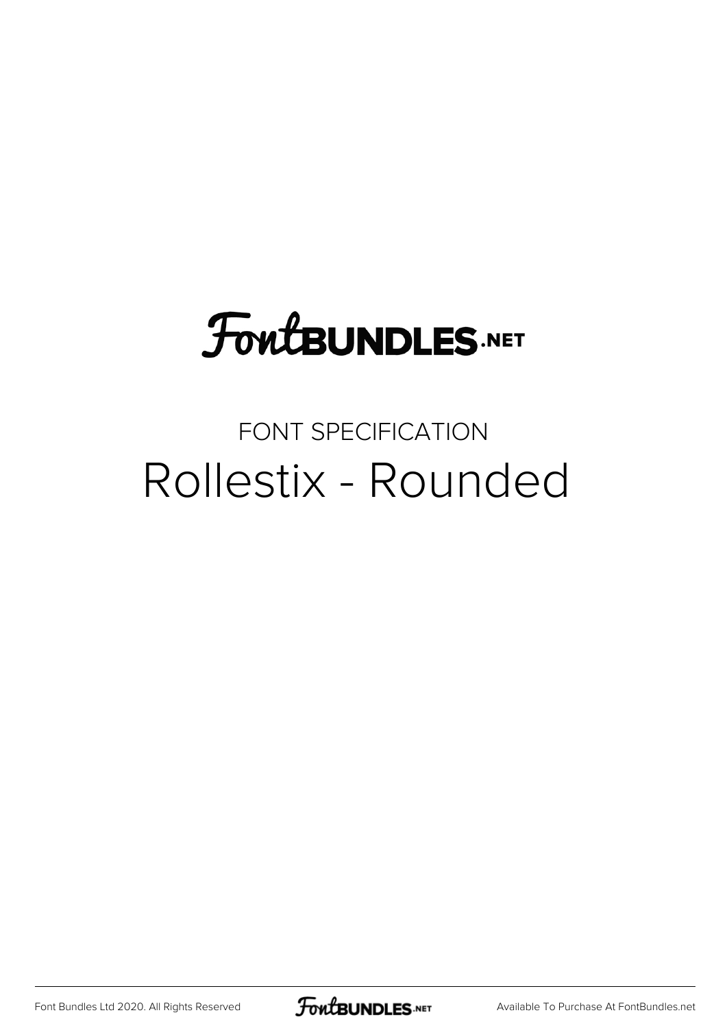FontBUNDLES.NET

FONT SPECIFICATION

# Rollestix - Rounded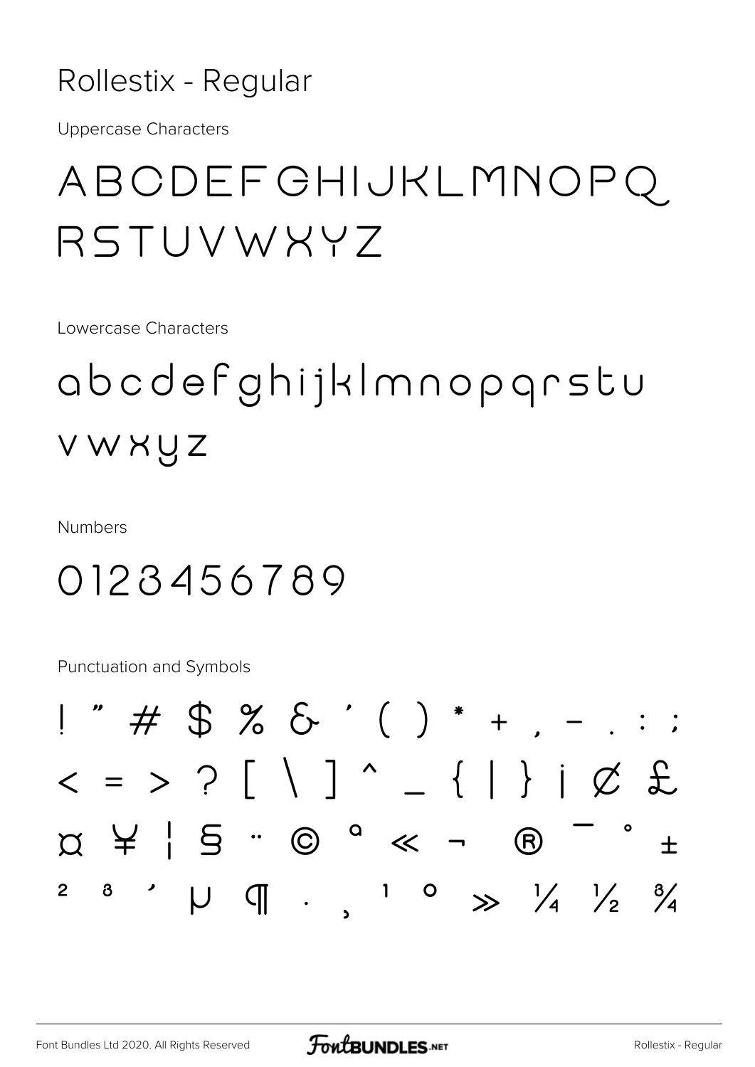# Rollestix - Regular

Uppercase Characters

ABCDEFGHIJKLMNOPQ
RSTUVWXYZ

Lowercase Characters

abcdefghijklmnopqrstu
vwxyz

Numbers

0123456789

Punctuation and Symbols

! " # $ % & ' ( ) * + , - . : ;
< = > ? [ \ ] ^ _ { | } ¡ ¢ £
¤ ¥ ¦ § ¨ © ª « ¬ ® ¯ ° ±
² ³ ´ µ ¶ · ¸ ¹ º » ¼ ½ ¾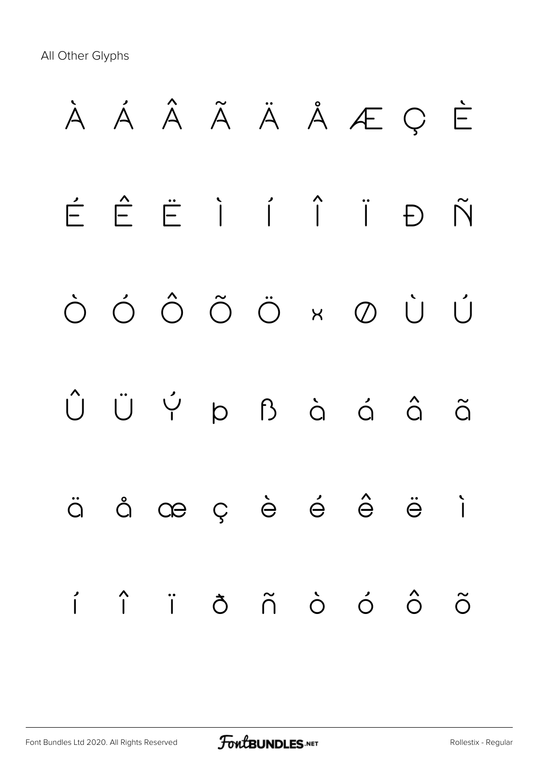All Other Glyphs

À Á Â Ã Ä Å Æ Ç È

É Ê Ë Ì Í Î Ï Ð Ñ

Ò Ó Ô Õ Ö × Ø Ù Ú

Û Ü Ý þ ß à á â ã

ä å æ ç è é ê ë ì

í î ï ð ñ ò ó ô õ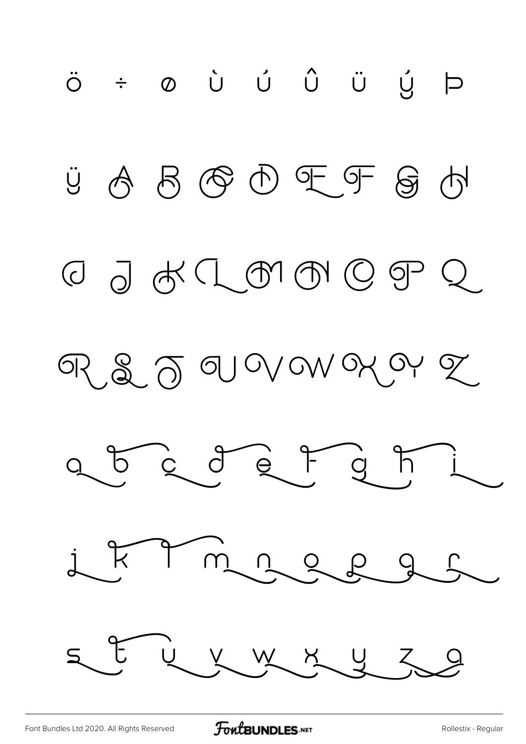ö ÷ ø ù ú û ü ý þ

ÿ A B C D E F G H

I J K L M N O P Q

R S T U V W X Y Z

a b c d e f g h i

j k l m n o p q r

s t u v w x y z a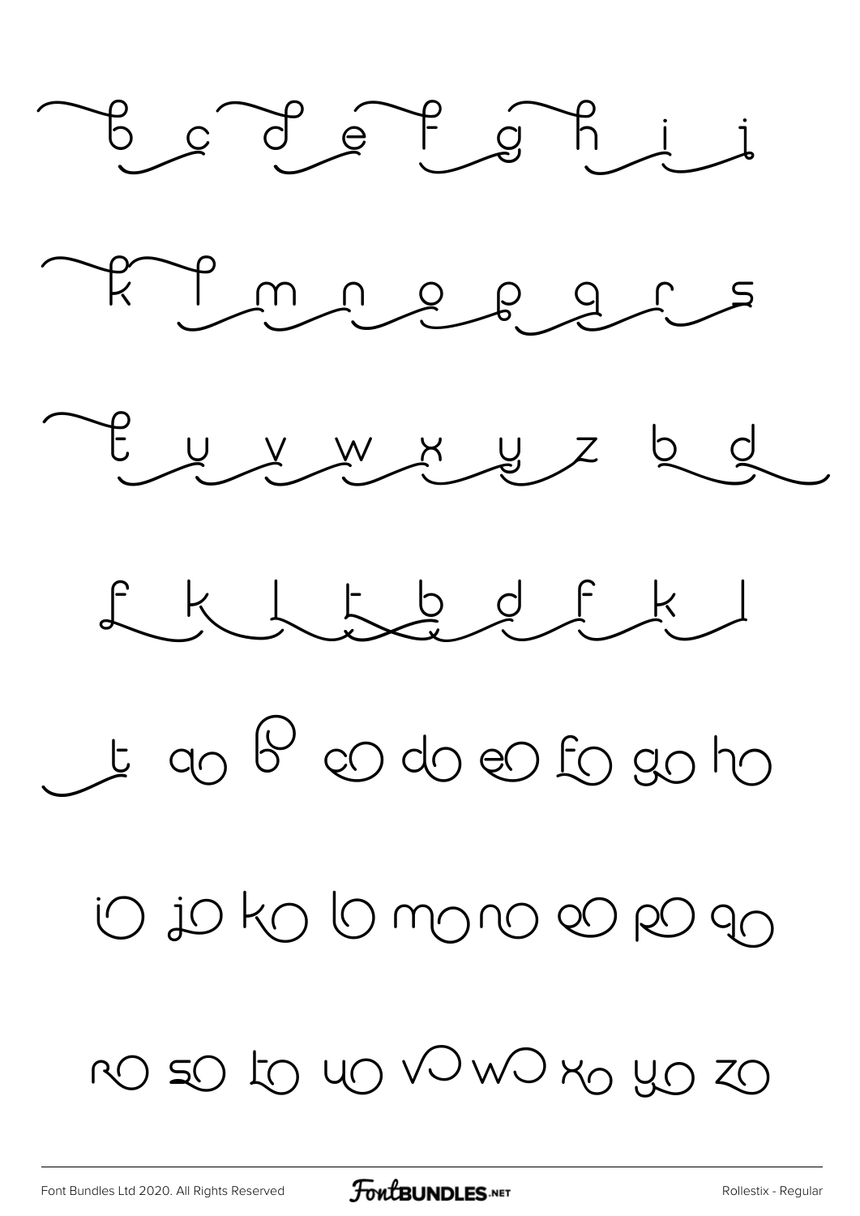b c d e f g h i j

k l m n o p q r s

t u v w x y z b d

f k l t b d f k l

t ao b co do eo fo go ho

io jo ko lo mo no oo po qo

ro so to uo vo wo xo yo zo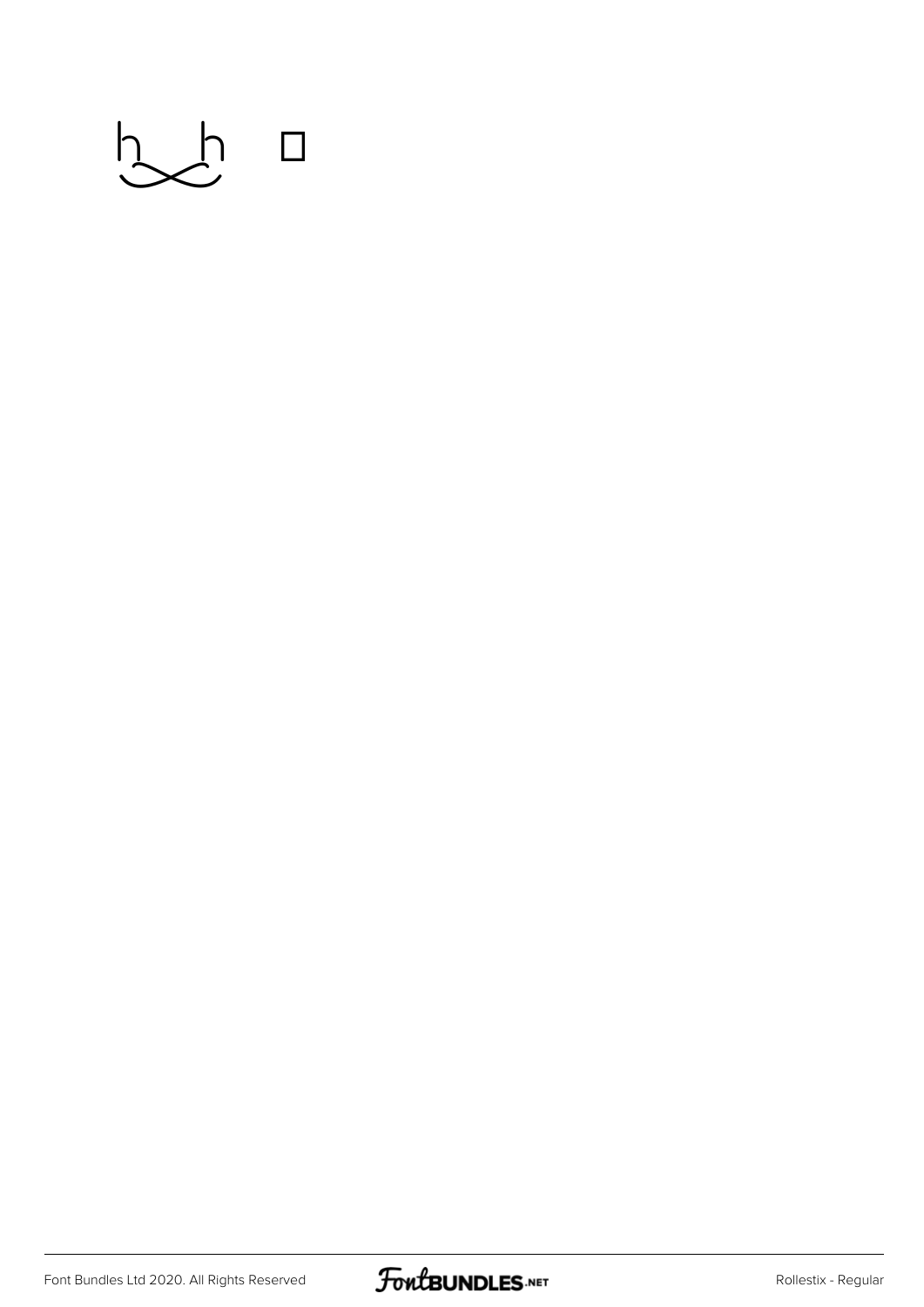h‿h □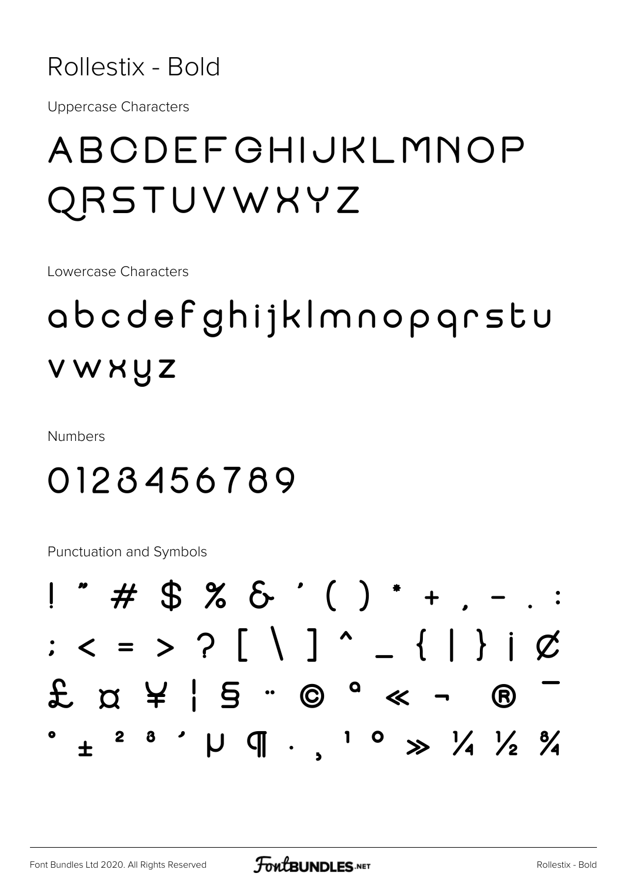# Rollestix - Bold

Uppercase Characters

ABCDEFGHIJKLMNOP
QRSTUVWXYZ

Lowercase Characters

abcdefghijklmnopqrstu
vwxyz

Numbers

0123456789

Punctuation and Symbols

! " # $ % & ' ( ) * + , - . :
; < = > ? [ \ ] ^ _ { | } ¡ ¢
£ ¤ ¥ ¦ § ¨ © ª « ¬ ® ¯
° ± ² ³ ´ µ ¶ · ¸ ¹ º » ¼ ½ ¾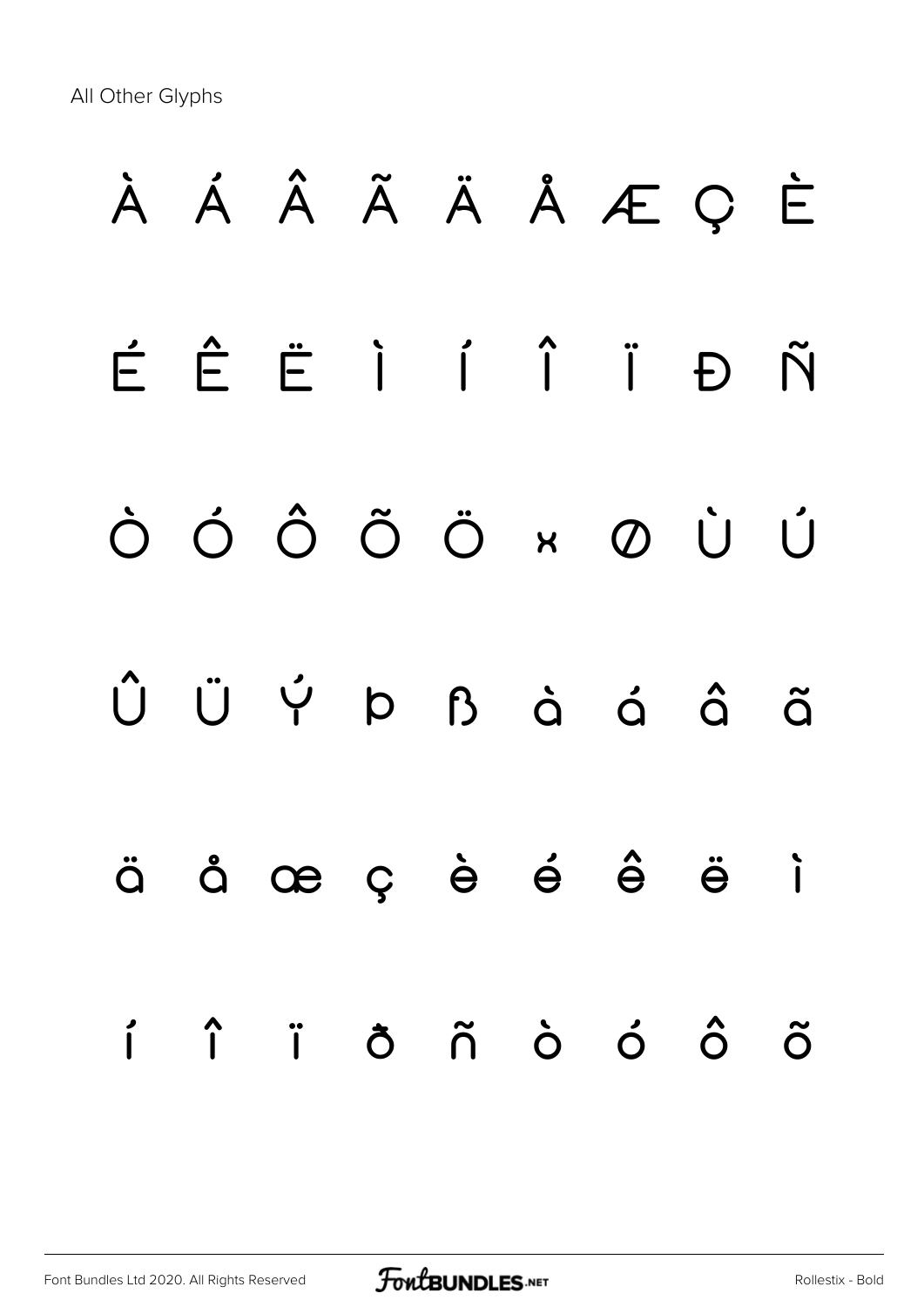All Other Glyphs

À Á Â Ã Ä Å Æ Ç È

É Ê Ë Ì Í Î Ï Ð Ñ

Ò Ó Ô Õ Ö × Ø Ù Ú

Û Ü Ý Þ ß à á â ã

ä å æ ç è é ê ë ì

í î ï ð ñ ò ó ô õ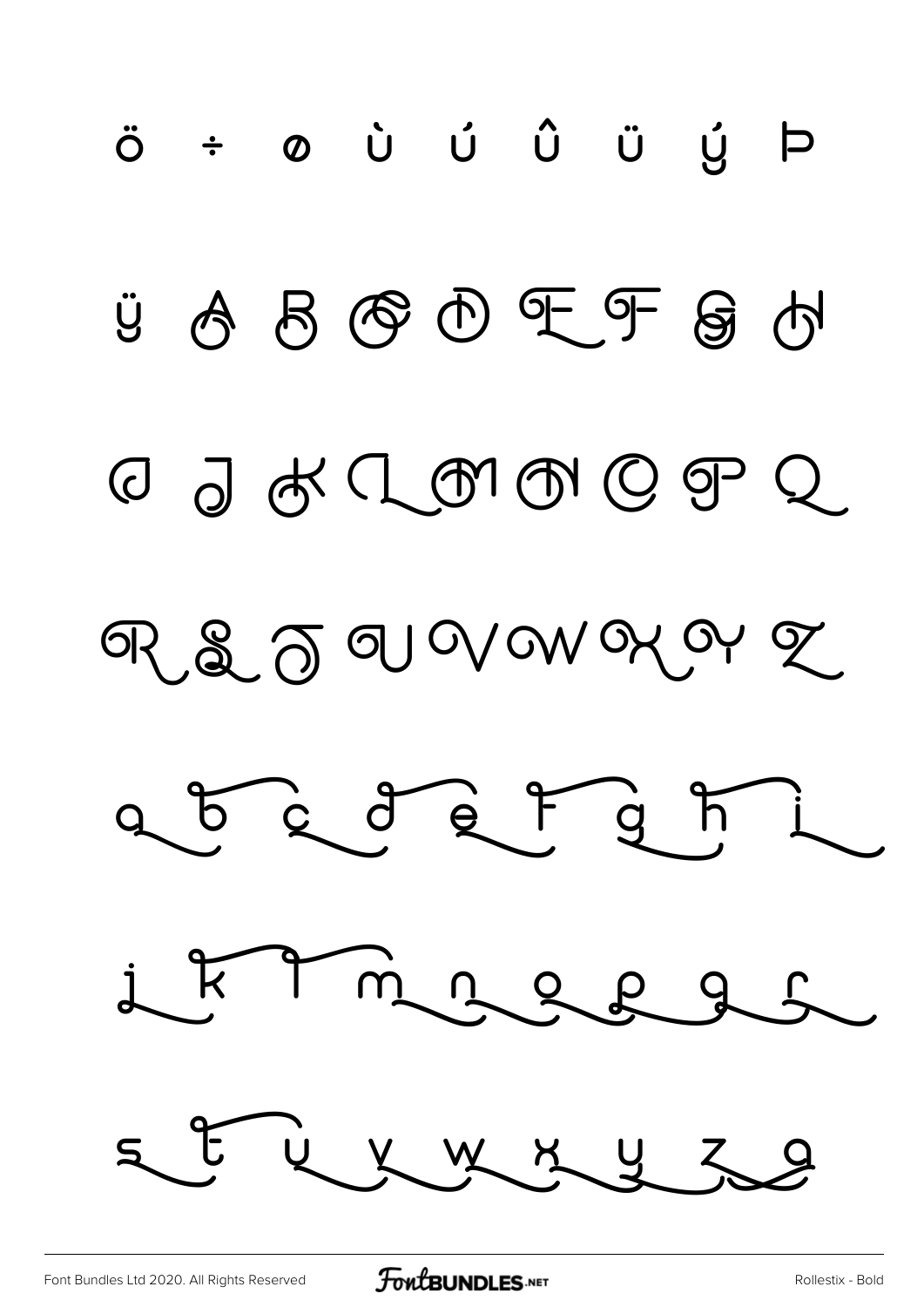ö ÷ ø ù ú û ü ý þ

ÿ A B C D E F G H

I J K L M N O P Q

R S T U V W X Y Z

a b c d e f g h i

j k l m n o p q r

s t u v w x y z a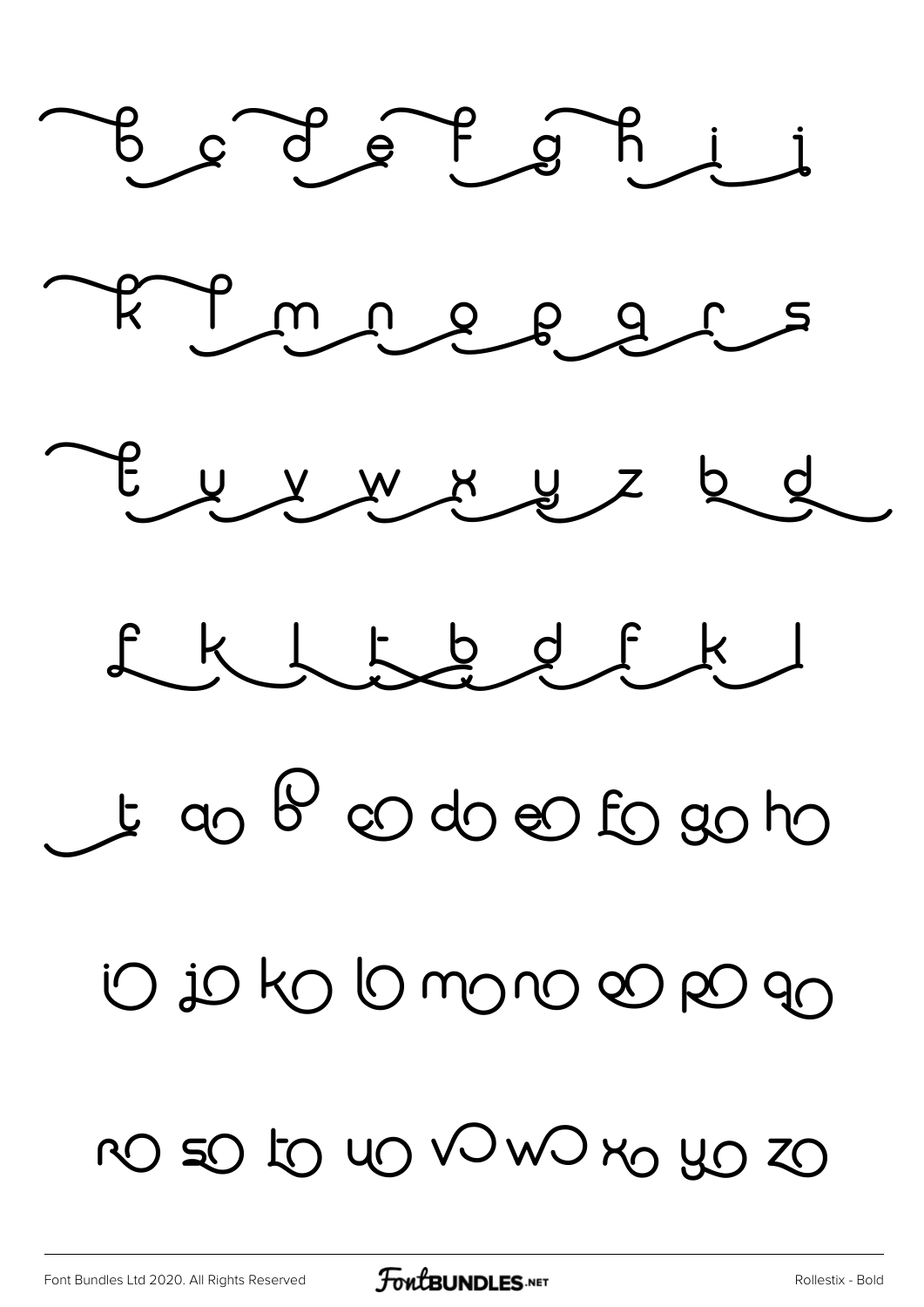b c d e f g h i j

k l m n o p q r s

t u v w x y z b d

f k l t b d f k l

t ao bo co do eo fo go ho

io jo ko lo mo no oo po qo

ro so to uo vo wo xo yo zo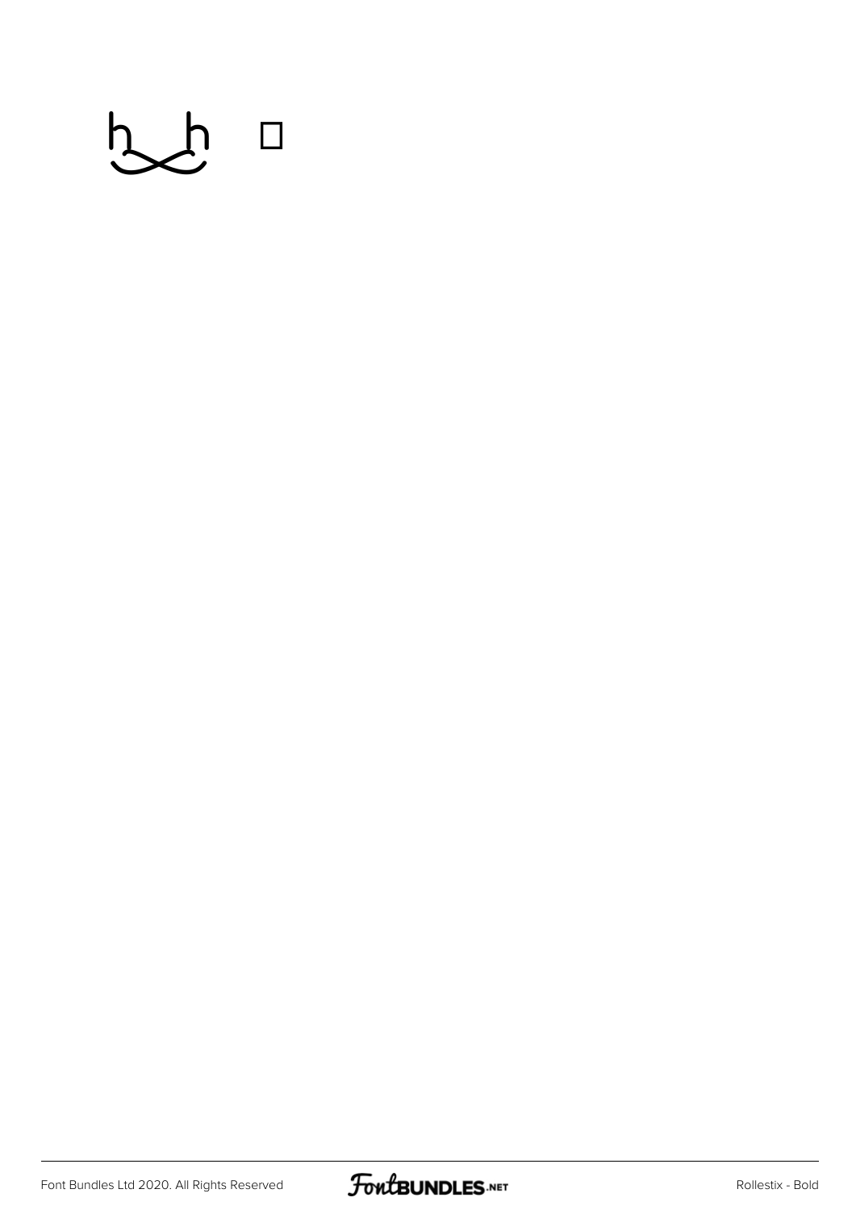h͜h □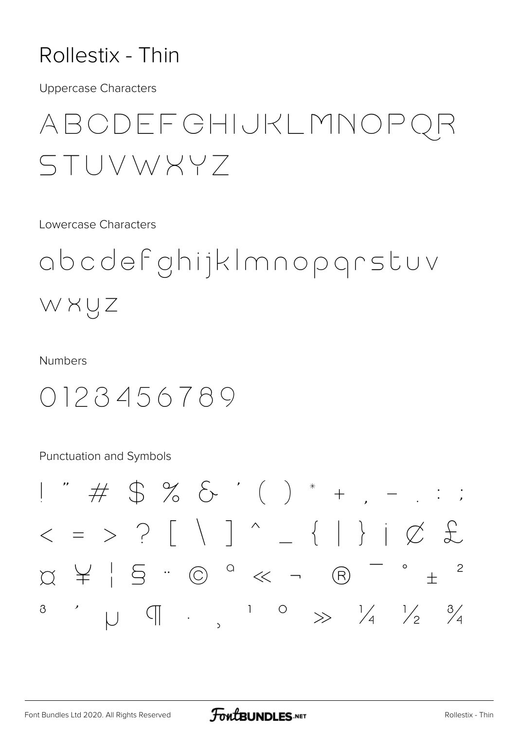# Rollestix - Thin

Uppercase Characters

ABCDEFGHIJKLMNOPQR
STUVWXYZ

Lowercase Characters

abcdefghijklmnopqrstuv
wxyz

Numbers

0123456789

Punctuation and Symbols

! " # $ % & ' ( ) * + , - . : ;
< = > ? [ \ ] ^ _ { | } ¡ ¢ £
¤ ¥ ¦ § ¨ © ª « ¬ ® ¯ ° ± ²
³ ´ µ ¶ · ¸ ¹ º » ¼ ½ ¾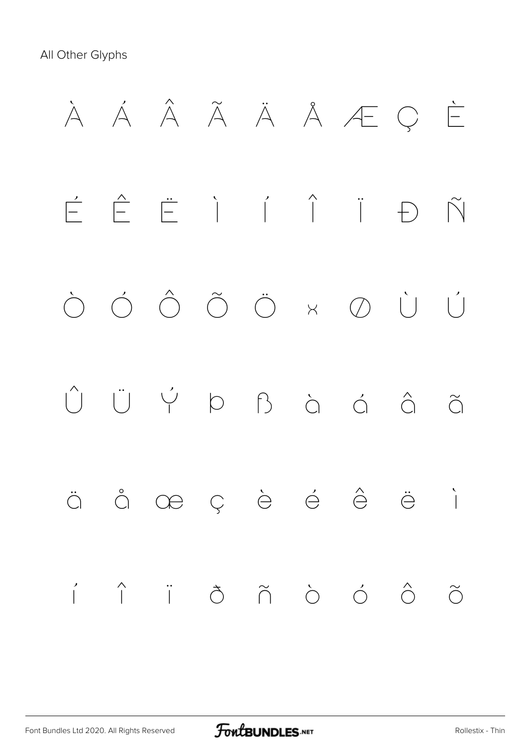All Other Glyphs

À Á Â Ã Ä Å Æ Ç È

É Ê Ë Ì Í Î Ï Ð Ñ

Ò Ó Ô Õ Ö × Ø Ù Ú

Û Ü Ý Þ ß à á â ã

ä å æ ç è é ê ë ì

í î ï ð ñ ò ó ô õ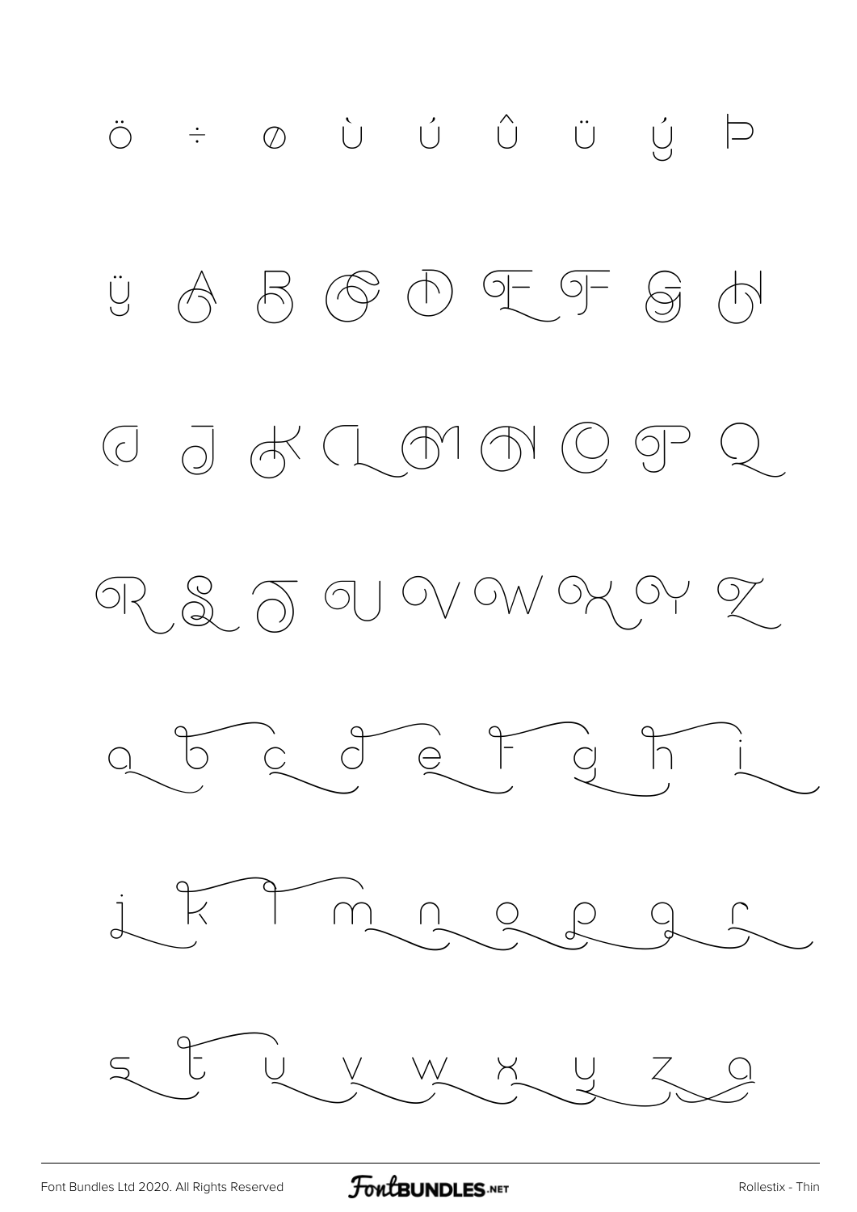ö ÷ ø ù ú û ü ý þ

ÿ A B C D E F G H

I J K L M N O P Q

R S T U V W X Y Z

a b c d e f g h i

j k l m n o p q r

s t u v w x y z a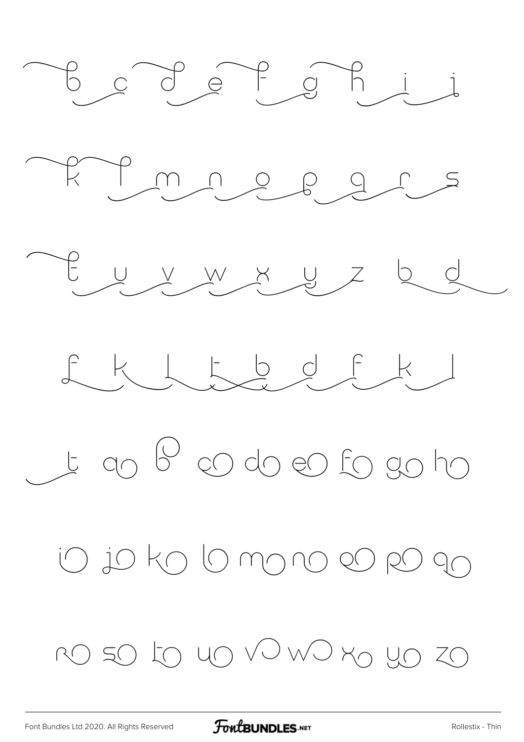b c d e f g h i j

k l m n o p q r s

t u v w x y z b d

f k l t b d f k l

t ao bo co do eo fo go ho

io jo ko lo mo no oo po qo

ro so to uo vo wo xo yo zo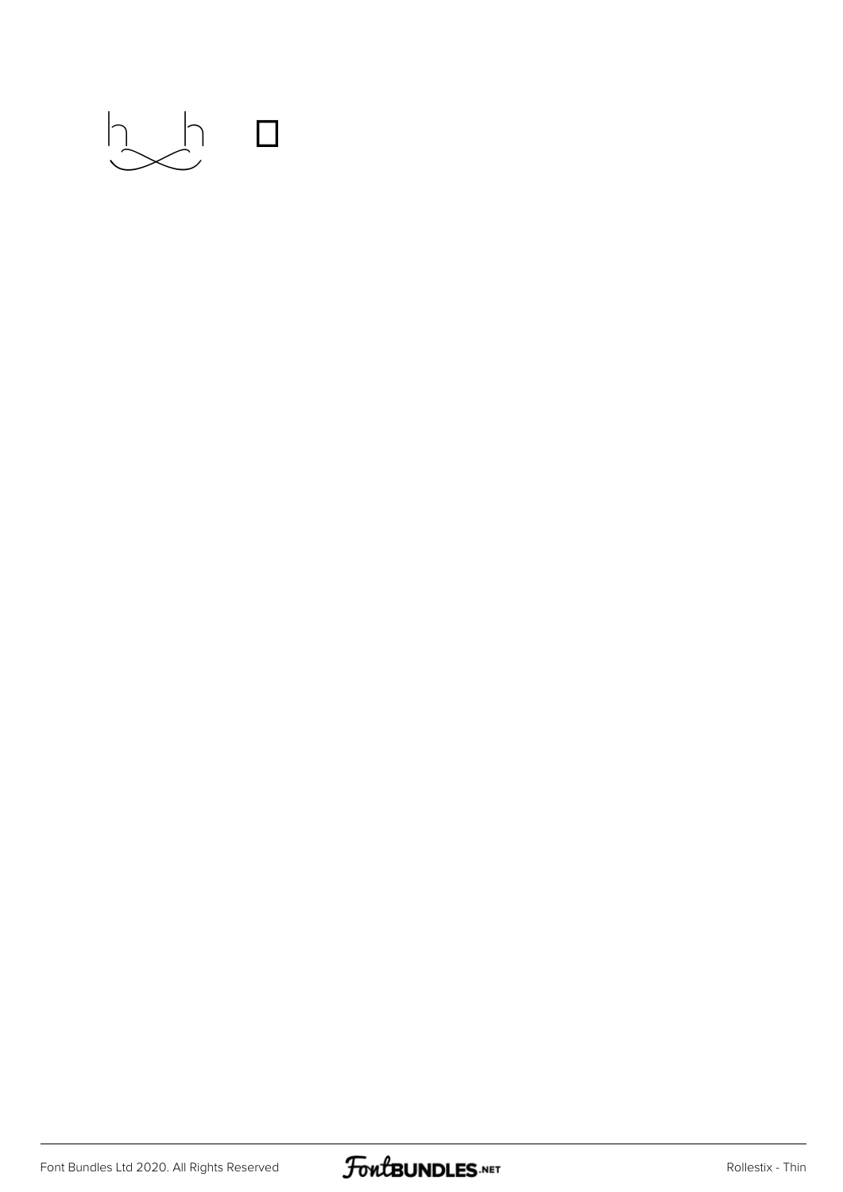h‿h □